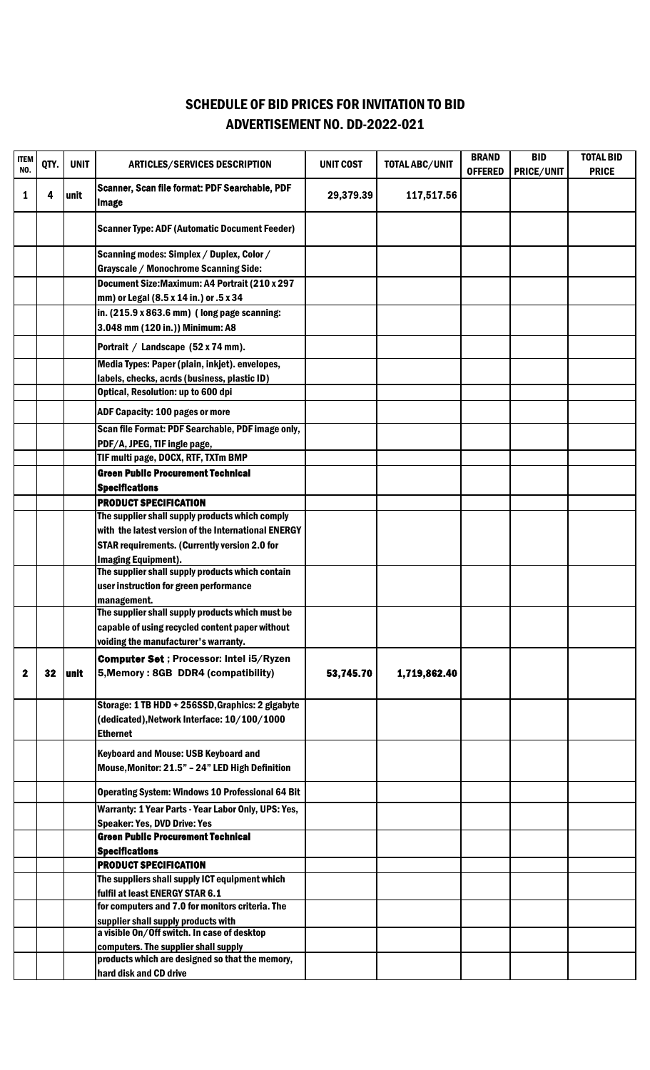# SCHEDULE OF BID PRICES FOR INVITATION TO BID

## ADVERTISEMENT NO. DD-2022-021

| ITEM NO. | QTY. | UNIT | ARTICLES/SERVICES DESCRIPTION | UNIT COST | TOTAL ABC/UNIT | BRAND OFFERED | BID PRICE/UNIT | TOTAL BID PRICE |
|---|---|---|---|---|---|---|---|---|
| 1 | 4 | unit | Scanner, Scan file format: PDF Searchable, PDF Image | 29,379.39 | 117,517.56 | | | |
| | | | Scanner Type: ADF (Automatic Document Feeder) | | | | | |
| | | | Scanning modes: Simplex / Duplex, Color / Grayscale / Monochrome Scanning Side: | | | | | |
| | | | Document Size:Maximum: A4 Portrait (210 x 297 mm) or Legal (8.5 x 14 in.) or .5 x 34 | | | | | |
| | | | in. (215.9 x 863.6 mm) ( long page scanning: 3.048 mm (120 in.)) Minimum: A8 | | | | | |
| | | | Portrait / Landscape (52 x 74 mm). | | | | | |
| | | | Media Types: Paper (plain, inkjet). envelopes, labels, checks, acrds (business, plastic ID) | | | | | |
| | | | Optical, Resolution: up to 600 dpi | | | | | |
| | | | ADF Capacity: 100 pages or more | | | | | |
| | | | Scan file Format: PDF Searchable, PDF image only, PDF/A, JPEG, TIF ingle page, | | | | | |
| | | | TIF multi page, DOCX, RTF, TXTm BMP | | | | | |
| | | | **Green Public Procurement Technical Specifications** | | | | | |
| | | | **PRODUCT SPECIFICATION** | | | | | |
| | | | The supplier shall supply products which comply with the latest version of the International ENERGY STAR requirements. (Currently version 2.0 for Imaging Equipment). | | | | | |
| | | | The supplier shall supply products which contain user instruction for green performance management. | | | | | |
| | | | The supplier shall supply products which must be capable of using recycled content paper without voiding the manufacturer's warranty. | | | | | |
| 2 | 32 | unit | **Computer Set** ; Processor: Intel i5/Ryzen 5,Memory : 8GB DDR4 (compatibility) | 53,745.70 | 1,719,862.40 | | | |
| | | | Storage: 1 TB HDD + 256SSD,Graphics: 2 gigabyte (dedicated),Network Interface: 10/100/1000 Ethernet | | | | | |
| | | | Keyboard and Mouse: USB Keyboard and Mouse,Monitor: 21.5" – 24" LED High Definition | | | | | |
| | | | Operating System: Windows 10 Professional 64 Bit | | | | | |
| | | | Warranty: 1 Year Parts - Year Labor Only, UPS: Yes, Speaker: Yes, DVD Drive: Yes | | | | | |
| | | | **Green Public Procurement Technical Specifications** | | | | | |
| | | | **PRODUCT SPECIFICATION** | | | | | |
| | | | The suppliers shall supply ICT equipment which fulfil at least ENERGY STAR 6.1 | | | | | |
| | | | for computers and 7.0 for monitors criteria. The supplier shall supply products with | | | | | |
| | | | a visible On/Off switch. In case of desktop computers. The supplier shall supply | | | | | |
| | | | products which are designed so that the memory, hard disk and CD drive | | | | | |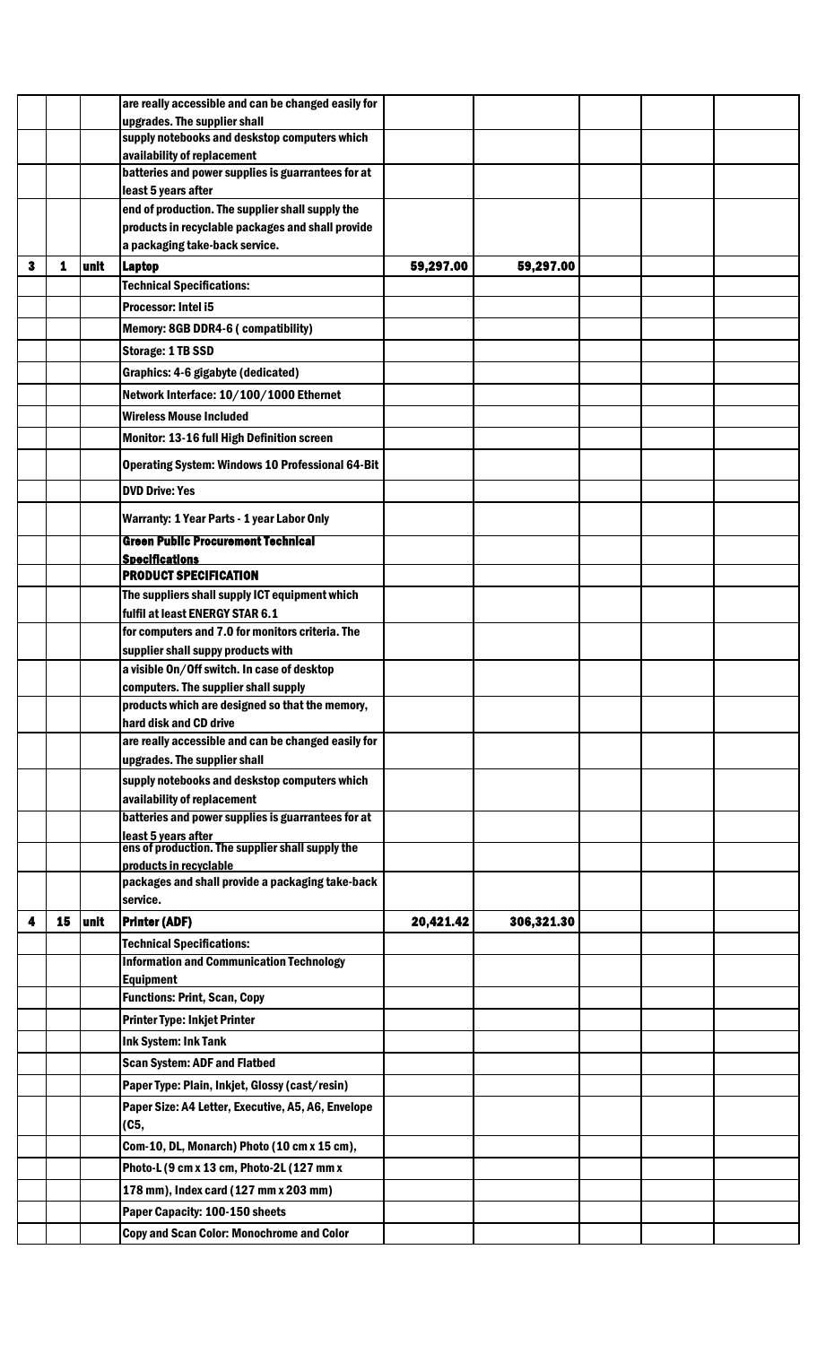| | | | | | | | | |
|---|---|---|---|---|---|---|---|---|
| | | | are really accessible and can be changed easily for upgrades. The supplier shall | | | | | |
| | | | supply notebooks and deskstop computers which availability of replacement | | | | | |
| | | | batteries and power supplies is guarrantees for at least 5 years after | | | | | |
| | | | end of production. The supplier shall supply the products in recyclable packages and shall provide a packaging take-back service. | | | | | |
| 3 | 1 | unit | **Laptop** | 59,297.00 | 59,297.00 | | | |
| | | | Technical Specifications: | | | | | |
| | | | Processor: Intel i5 | | | | | |
| | | | Memory: 8GB DDR4-6 ( compatibility) | | | | | |
| | | | Storage: 1 TB SSD | | | | | |
| | | | Graphics: 4-6 gigabyte (dedicated) | | | | | |
| | | | Network Interface: 10/100/1000 Ethernet | | | | | |
| | | | Wireless Mouse Included | | | | | |
| | | | Monitor: 13-16 full High Definition screen | | | | | |
| | | | Operating System: Windows 10 Professional 64-Bit | | | | | |
| | | | DVD Drive: Yes | | | | | |
| | | | Warranty: 1 Year Parts - 1 year Labor Only | | | | | |
| | | | **Green Public Procurement Technical Specifications** | | | | | |
| | | | **PRODUCT SPECIFICATION** | | | | | |
| | | | The suppliers shall supply ICT equipment which fulfil at least ENERGY STAR 6.1 | | | | | |
| | | | for computers and 7.0 for monitors criteria. The supplier shall suppy products with | | | | | |
| | | | a visible On/Off switch. In case of desktop computers. The supplier shall supply | | | | | |
| | | | products which are designed so that the memory, hard disk and CD drive | | | | | |
| | | | are really accessible and can be changed easily for upgrades. The supplier shall | | | | | |
| | | | supply notebooks and deskstop computers which availability of replacement | | | | | |
| | | | batteries and power supplies is guarrantees for at least 5 years after | | | | | |
| | | | ens of production. The supplier shall supply the products in recyclable | | | | | |
| | | | packages and shall provide a packaging take-back service. | | | | | |
| 4 | 15 | unit | **Printer (ADF)** | 20,421.42 | 306,321.30 | | | |
| | | | Technical Specifications: | | | | | |
| | | | Information and Communication Technology Equipment | | | | | |
| | | | Functions: Print, Scan, Copy | | | | | |
| | | | Printer Type: Inkjet Printer | | | | | |
| | | | Ink System: Ink Tank | | | | | |
| | | | Scan System: ADF and Flatbed | | | | | |
| | | | Paper Type: Plain, Inkjet, Glossy (cast/resin) | | | | | |
| | | | Paper Size: A4 Letter, Executive, A5, A6, Envelope (C5, | | | | | |
| | | | Com-10, DL, Monarch) Photo (10 cm x 15 cm), | | | | | |
| | | | Photo-L (9 cm x 13 cm, Photo-2L (127 mm x | | | | | |
| | | | 178 mm), Index card (127 mm x 203 mm) | | | | | |
| | | | Paper Capacity: 100-150 sheets | | | | | |
| | | | Copy and Scan Color: Monochrome and Color | | | | | |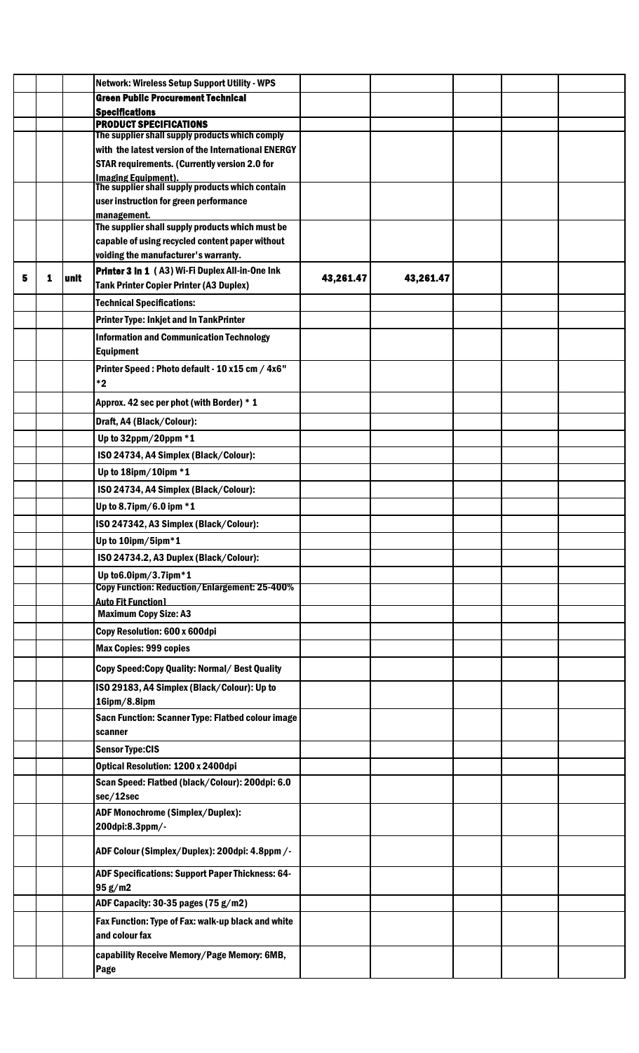| | | | | | | | |
|---|---|---|---|---|---|---|---|
| | | | Network: Wireless Setup Support Utility - WPS | | | | |
| | | | **Green Public Procurement Technical Specifications** | | | | |
| | | | **PRODUCT SPECIFICATIONS** | | | | |
| | | | The supplier shall supply products which comply with the latest version of the International ENERGY STAR requirements. (Currently version 2.0 for Imaging Equipment). | | | | |
| | | | The supplier shall supply products which contain user instruction for green performance management. | | | | |
| | | | The supplier shall supply products which must be capable of using recycled content paper without voiding the manufacturer's warranty. | | | | |
| 5 | 1 | unit | **Printer 3 in 1** ( A3) Wi-Fi Duplex All-in-One Ink Tank Printer Copier Printer (A3 Duplex) | 43,261.47 | 43,261.47 | | |
| | | | Technical Specifications: | | | | |
| | | | Printer Type: Inkjet and In TankPrinter | | | | |
| | | | Information and Communication Technology Equipment | | | | |
| | | | Printer Speed : Photo default - 10 x15 cm / 4x6" *2 | | | | |
| | | | Approx. 42 sec per phot (with Border) * 1 | | | | |
| | | | Draft, A4 (Black/Colour): | | | | |
| | | | Up to 32ppm/20ppm *1 | | | | |
| | | | ISO 24734, A4 Simplex (Black/Colour): | | | | |
| | | | Up to 18ipm/10ipm *1 | | | | |
| | | | ISO 24734, A4 Simplex (Black/Colour): | | | | |
| | | | Up to 8.7ipm/6.0 ipm *1 | | | | |
| | | | ISO 247342, A3 Simplex (Black/Colour): | | | | |
| | | | Up to 10ipm/5ipm*1 | | | | |
| | | | ISO 24734.2, A3 Duplex (Black/Colour): | | | | |
| | | | Up to6.0ipm/3.7ipm*1 | | | | |
| | | | Copy Function: Reduction/Enlargement: 25-400% Auto Fit Function] | | | | |
| | | | Maximum Copy Size: A3 | | | | |
| | | | Copy Resolution: 600 x 600dpi | | | | |
| | | | Max Copies: 999 copies | | | | |
| | | | Copy Speed:Copy Quality: Normal/ Best Quality | | | | |
| | | | ISO 29183, A4 Simplex (Black/Colour): Up to 16ipm/8.8ipm | | | | |
| | | | Sacn Function: Scanner Type: Flatbed colour image scanner | | | | |
| | | | Sensor Type:CIS | | | | |
| | | | Optical Resolution: 1200 x 2400dpi | | | | |
| | | | Scan Speed: Flatbed (black/Colour): 200dpi: 6.0 sec/12sec | | | | |
| | | | ADF Monochrome (Simplex/Duplex): 200dpi:8.3ppm/- | | | | |
| | | | ADF Colour (Simplex/Duplex): 200dpi: 4.8ppm /- | | | | |
| | | | ADF Specifications: Support Paper Thickness: 64-95 g/m2 | | | | |
| | | | ADF Capacity: 30-35 pages (75 g/m2) | | | | |
| | | | Fax Function: Type of Fax: walk-up black and white and colour fax | | | | |
| | | | capability Receive Memory/Page Memory: 6MB, Page | | | | |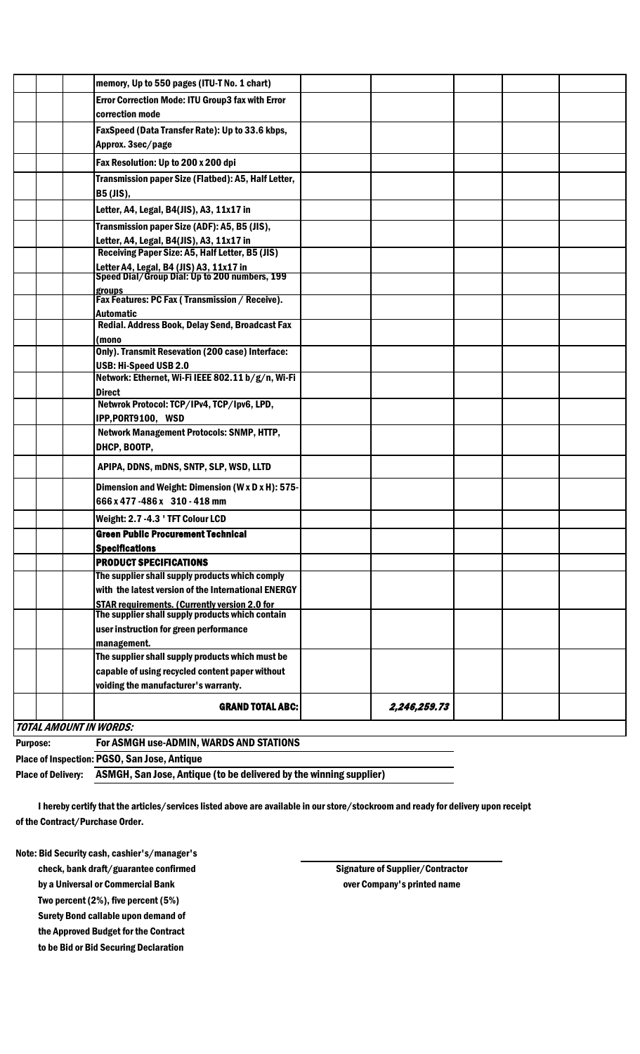| | | | | | | | |
|---|---|---|---|---|---|---|---|
| | | | memory, Up to 550 pages (ITU-T No. 1 chart) | | | | |
| | | | Error Correction Mode: ITU Group3 fax with Error correction mode | | | | |
| | | | FaxSpeed (Data Transfer Rate): Up to 33.6 kbps, Approx. 3sec/page | | | | |
| | | | Fax Resolution: Up to 200 x 200 dpi | | | | |
| | | | Transmission paper Size (Flatbed): A5, Half Letter, B5 (JIS), | | | | |
| | | | Letter, A4, Legal, B4(JIS), A3, 11x17 in | | | | |
| | | | Transmission paper Size (ADF): A5, B5 (JIS), Letter, A4, Legal, B4(JIS), A3, 11x17 in | | | | |
| | | | Receiving Paper Size: A5, Half Letter, B5 (JIS) Letter A4, Legal, B4 (JIS) A3, 11x17 in | | | | |
| | | | Speed Dial/Group Dial: Up to 200 numbers, 199 groups | | | | |
| | | | Fax Features: PC Fax ( Transmission / Receive). Automatic | | | | |
| | | | Redial. Address Book, Delay Send, Broadcast Fax (mono | | | | |
| | | | Only). Transmit Resevation (200 case) Interface: USB: Hi-Speed USB 2.0 | | | | |
| | | | Network: Ethernet, Wi-Fi IEEE 802.11 b/g/n, Wi-Fi Direct | | | | |
| | | | Netwrok Protocol: TCP/IPv4, TCP/Ipv6, LPD, IPP,PORT9100, WSD | | | | |
| | | | Network Management Protocols: SNMP, HTTP, DHCP, BOOTP, | | | | |
| | | | APIPA, DDNS, mDNS, SNTP, SLP, WSD, LLTD | | | | |
| | | | Dimension and Weight: Dimension (W x D x H): 575-666 x 477 -486 x 310 - 418 mm | | | | |
| | | | Weight: 2.7 -4.3 ' TFT Colour LCD | | | | |
| | | | **Green Public Procurement Technical Specifications** | | | | |
| | | | **PRODUCT SPECIFICATIONS** | | | | |
| | | | The supplier shall supply products which comply with the latest version of the International ENERGY STAR requirements. (Currently version 2.0 for | | | | |
| | | | The supplier shall supply products which contain user instruction for green performance management. | | | | |
| | | | The supplier shall supply products which must be capable of using recycled content paper without voiding the manufacturer's warranty. | | | | |
| | | | **GRAND TOTAL ABC:** | | ***2,246,259.73*** | | |

***TOTAL AMOUNT IN WORDS:***

**Purpose:** For ASMGH use-ADMIN, WARDS AND STATIONS

**Place of Inspection:** PGSO, San Jose, Antique

**Place of Delivery:** ASMGH, San Jose, Antique (to be delivered by the winning supplier)

I hereby certify that the articles/services listed above are available in our store/stockroom and ready for delivery upon receipt of the Contract/Purchase Order.

Note: Bid Security cash, cashier's/manager's check, bank draft/guarantee confirmed by a Universal or Commercial Bank Two percent (2%), five percent (5%) Surety Bond callable upon demand of the Approved Budget for the Contract to be Bid or Bid Securing Declaration

Signature of Supplier/Contractor over Company's printed name